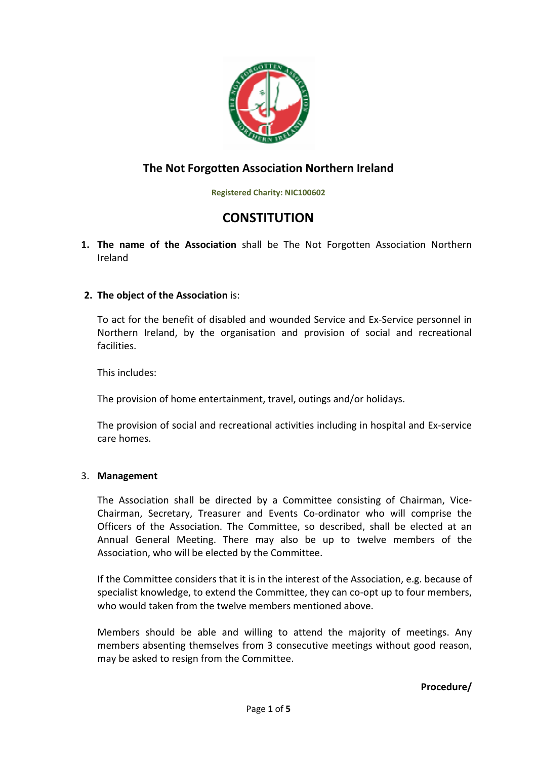# The Not Forgotten Association Northern Ireland

**Registered Charity: NIC100602**

## CONSTITUTION

1. **The name of the Association** shall be The Not Forgotten Association Northern Ireland

2. **The object of the Association** is:

   To act for the benefit of disabled and wounded Service and Ex-Service personnel in Northern Ireland, by the organisation and provision of social and recreational facilities.

   This includes:

   The provision of home entertainment, travel, outings and/or holidays.

   The provision of social and recreational activities including in hospital and Ex-service care homes.

3. **Management**

   The Association shall be directed by a Committee consisting of Chairman, Vice-Chairman, Secretary, Treasurer and Events Co-ordinator who will comprise the Officers of the Association. The Committee, so described, shall be elected at an Annual General Meeting. There may also be up to twelve members of the Association, who will be elected by the Committee.

   If the Committee considers that it is in the interest of the Association, e.g. because of specialist knowledge, to extend the Committee, they can co-opt up to four members, who would taken from the twelve members mentioned above.

   Members should be able and willing to attend the majority of meetings. Any members absenting themselves from 3 consecutive meetings without good reason, may be asked to resign from the Committee.

**Procedure/**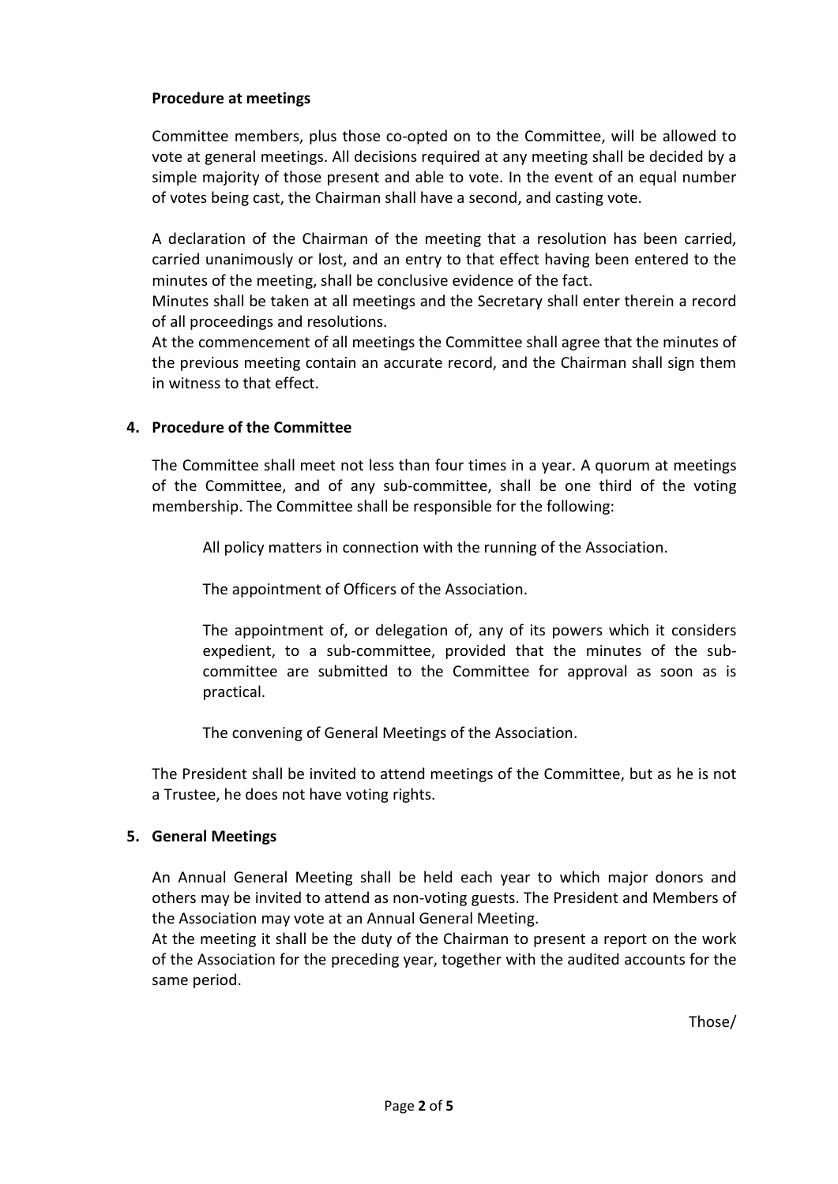**Procedure at meetings**

Committee members, plus those co-opted on to the Committee, will be allowed to vote at general meetings. All decisions required at any meeting shall be decided by a simple majority of those present and able to vote. In the event of an equal number of votes being cast, the Chairman shall have a second, and casting vote.

A declaration of the Chairman of the meeting that a resolution has been carried, carried unanimously or lost, and an entry to that effect having been entered to the minutes of the meeting, shall be conclusive evidence of the fact.

Minutes shall be taken at all meetings and the Secretary shall enter therein a record of all proceedings and resolutions.

At the commencement of all meetings the Committee shall agree that the minutes of the previous meeting contain an accurate record, and the Chairman shall sign them in witness to that effect.

**4. Procedure of the Committee**

The Committee shall meet not less than four times in a year. A quorum at meetings of the Committee, and of any sub-committee, shall be one third of the voting membership. The Committee shall be responsible for the following:

All policy matters in connection with the running of the Association.

The appointment of Officers of the Association.

The appointment of, or delegation of, any of its powers which it considers expedient, to a sub-committee, provided that the minutes of the sub-committee are submitted to the Committee for approval as soon as is practical.

The convening of General Meetings of the Association.

The President shall be invited to attend meetings of the Committee, but as he is not a Trustee, he does not have voting rights.

**5. General Meetings**

An Annual General Meeting shall be held each year to which major donors and others may be invited to attend as non-voting guests. The President and Members of the Association may vote at an Annual General Meeting.

At the meeting it shall be the duty of the Chairman to present a report on the work of the Association for the preceding year, together with the audited accounts for the same period.

Those/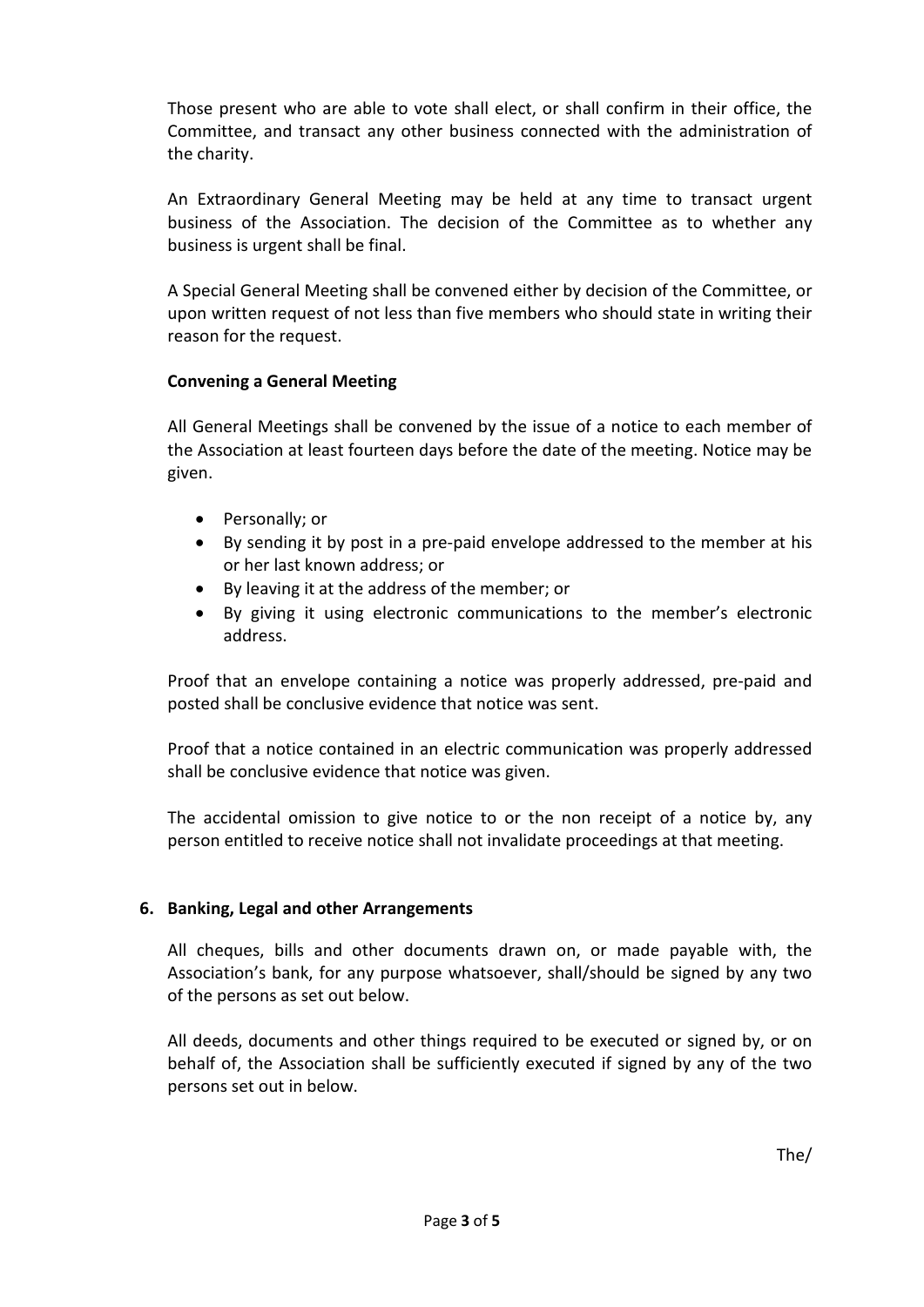Those present who are able to vote shall elect, or shall confirm in their office, the Committee, and transact any other business connected with the administration of the charity.

An Extraordinary General Meeting may be held at any time to transact urgent business of the Association. The decision of the Committee as to whether any business is urgent shall be final.

A Special General Meeting shall be convened either by decision of the Committee, or upon written request of not less than five members who should state in writing their reason for the request.

**Convening a General Meeting**

All General Meetings shall be convened by the issue of a notice to each member of the Association at least fourteen days before the date of the meeting. Notice may be given.

- Personally; or
- By sending it by post in a pre-paid envelope addressed to the member at his or her last known address; or
- By leaving it at the address of the member; or
- By giving it using electronic communications to the member's electronic address.

Proof that an envelope containing a notice was properly addressed, pre-paid and posted shall be conclusive evidence that notice was sent.

Proof that a notice contained in an electric communication was properly addressed shall be conclusive evidence that notice was given.

The accidental omission to give notice to or the non receipt of a notice by, any person entitled to receive notice shall not invalidate proceedings at that meeting.

## 6. Banking, Legal and other Arrangements

All cheques, bills and other documents drawn on, or made payable with, the Association's bank, for any purpose whatsoever, shall/should be signed by any two of the persons as set out below.

All deeds, documents and other things required to be executed or signed by, or on behalf of, the Association shall be sufficiently executed if signed by any of the two persons set out in below.

The/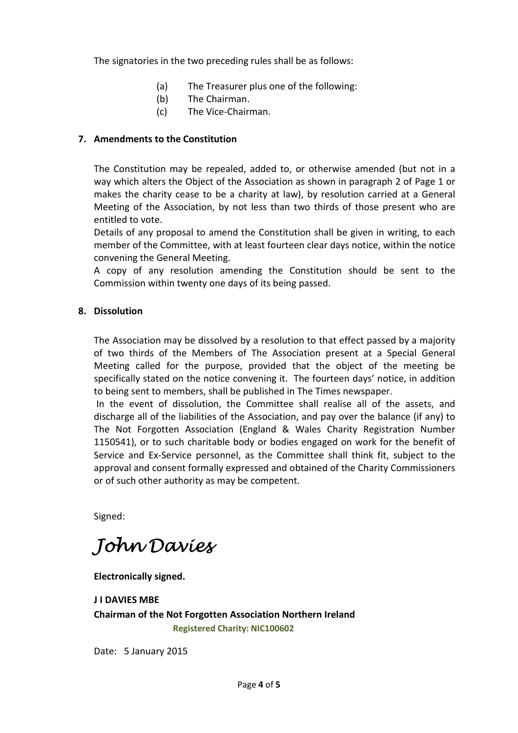The signatories in the two preceding rules shall be as follows:

(a) The Treasurer plus one of the following:
(b) The Chairman.
(c) The Vice-Chairman.

## 7. Amendments to the Constitution

The Constitution may be repealed, added to, or otherwise amended (but not in a way which alters the Object of the Association as shown in paragraph 2 of Page 1 or makes the charity cease to be a charity at law), by resolution carried at a General Meeting of the Association, by not less than two thirds of those present who are entitled to vote.

Details of any proposal to amend the Constitution shall be given in writing, to each member of the Committee, with at least fourteen clear days notice, within the notice convening the General Meeting.

A copy of any resolution amending the Constitution should be sent to the Commission within twenty one days of its being passed.

## 8. Dissolution

The Association may be dissolved by a resolution to that effect passed by a majority of two thirds of the Members of The Association present at a Special General Meeting called for the purpose, provided that the object of the meeting be specifically stated on the notice convening it. The fourteen days' notice, in addition to being sent to members, shall be published in The Times newspaper.

In the event of dissolution, the Committee shall realise all of the assets, and discharge all of the liabilities of the Association, and pay over the balance (if any) to The Not Forgotten Association (England & Wales Charity Registration Number 1150541), or to such charitable body or bodies engaged on work for the benefit of Service and Ex-Service personnel, as the Committee shall think fit, subject to the approval and consent formally expressed and obtained of the Charity Commissioners or of such other authority as may be competent.

Signed:

*John Davies*

**Electronically signed.**

**J I DAVIES MBE**
**Chairman of the Not Forgotten Association Northern Ireland**
**Registered Charity: NIC100602**

Date: 5 January 2015